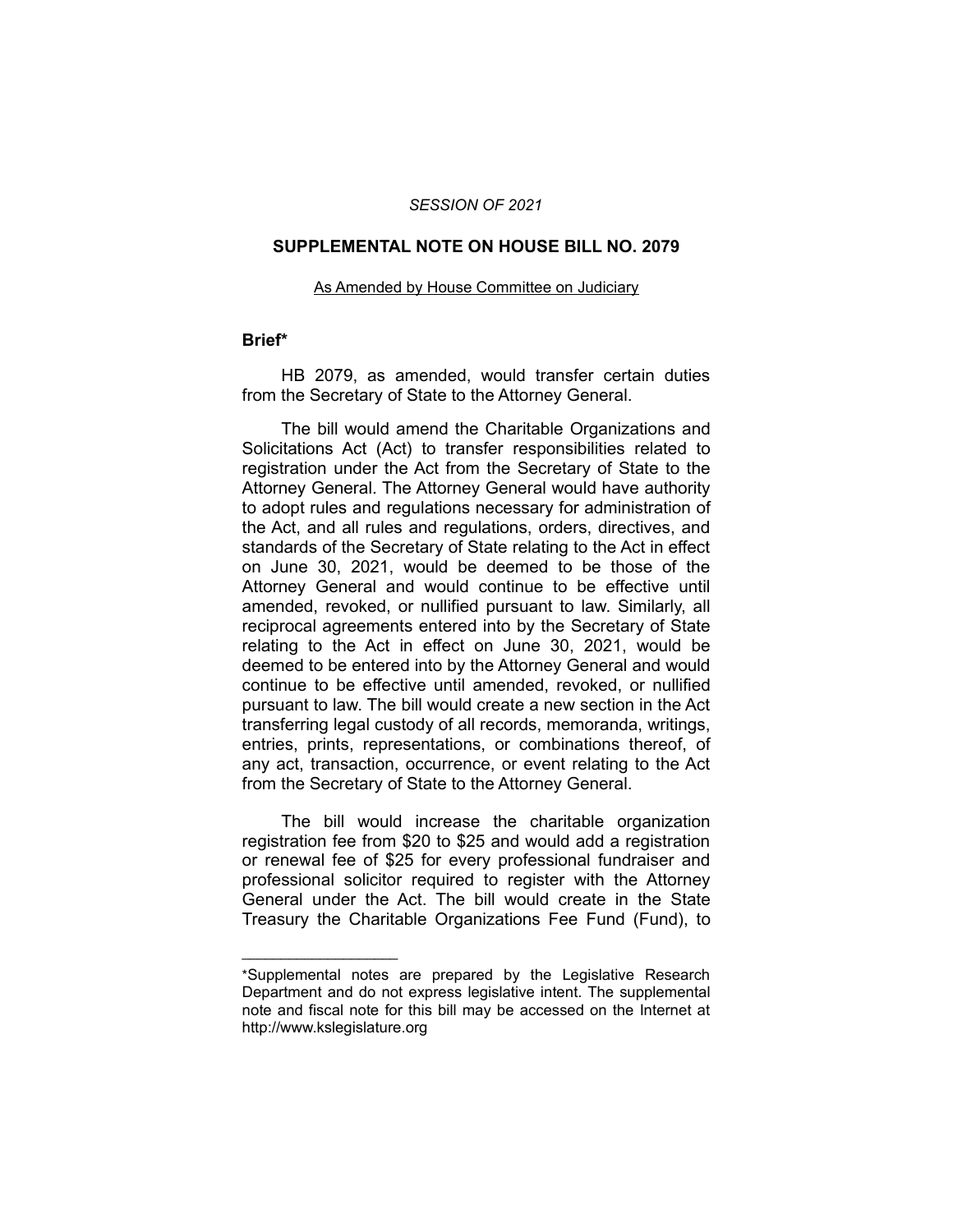*SESSION OF 2021*

## SUPPLEMENTAL NOTE ON HOUSE BILL NO. 2079

As Amended by House Committee on Judiciary

### Brief*

HB 2079, as amended, would transfer certain duties from the Secretary of State to the Attorney General.

The bill would amend the Charitable Organizations and Solicitations Act (Act) to transfer responsibilities related to registration under the Act from the Secretary of State to the Attorney General. The Attorney General would have authority to adopt rules and regulations necessary for administration of the Act, and all rules and regulations, orders, directives, and standards of the Secretary of State relating to the Act in effect on June 30, 2021, would be deemed to be those of the Attorney General and would continue to be effective until amended, revoked, or nullified pursuant to law. Similarly, all reciprocal agreements entered into by the Secretary of State relating to the Act in effect on June 30, 2021, would be deemed to be entered into by the Attorney General and would continue to be effective until amended, revoked, or nullified pursuant to law. The bill would create a new section in the Act transferring legal custody of all records, memoranda, writings, entries, prints, representations, or combinations thereof, of any act, transaction, occurrence, or event relating to the Act from the Secretary of State to the Attorney General.

The bill would increase the charitable organization registration fee from $20 to $25 and would add a registration or renewal fee of $25 for every professional fundraiser and professional solicitor required to register with the Attorney General under the Act. The bill would create in the State Treasury the Charitable Organizations Fee Fund (Fund), to

____________________

*Supplemental notes are prepared by the Legislative Research Department and do not express legislative intent. The supplemental note and fiscal note for this bill may be accessed on the Internet at http://www.kslegislature.org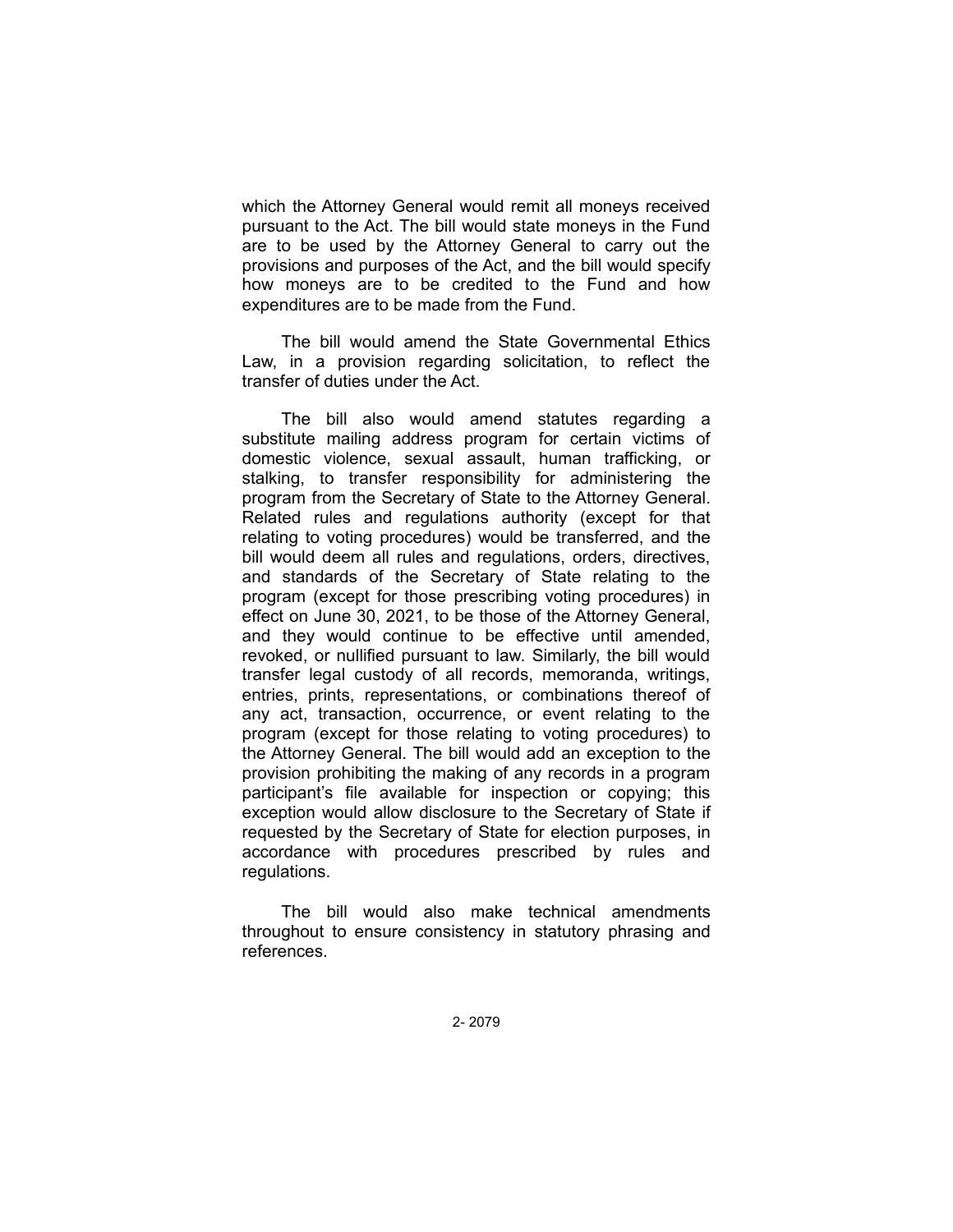which the Attorney General would remit all moneys received pursuant to the Act. The bill would state moneys in the Fund are to be used by the Attorney General to carry out the provisions and purposes of the Act, and the bill would specify how moneys are to be credited to the Fund and how expenditures are to be made from the Fund.

The bill would amend the State Governmental Ethics Law, in a provision regarding solicitation, to reflect the transfer of duties under the Act.

The bill also would amend statutes regarding a substitute mailing address program for certain victims of domestic violence, sexual assault, human trafficking, or stalking, to transfer responsibility for administering the program from the Secretary of State to the Attorney General. Related rules and regulations authority (except for that relating to voting procedures) would be transferred, and the bill would deem all rules and regulations, orders, directives, and standards of the Secretary of State relating to the program (except for those prescribing voting procedures) in effect on June 30, 2021, to be those of the Attorney General, and they would continue to be effective until amended, revoked, or nullified pursuant to law. Similarly, the bill would transfer legal custody of all records, memoranda, writings, entries, prints, representations, or combinations thereof of any act, transaction, occurrence, or event relating to the program (except for those relating to voting procedures) to the Attorney General. The bill would add an exception to the provision prohibiting the making of any records in a program participant's file available for inspection or copying; this exception would allow disclosure to the Secretary of State if requested by the Secretary of State for election purposes, in accordance with procedures prescribed by rules and regulations.

The bill would also make technical amendments throughout to ensure consistency in statutory phrasing and references.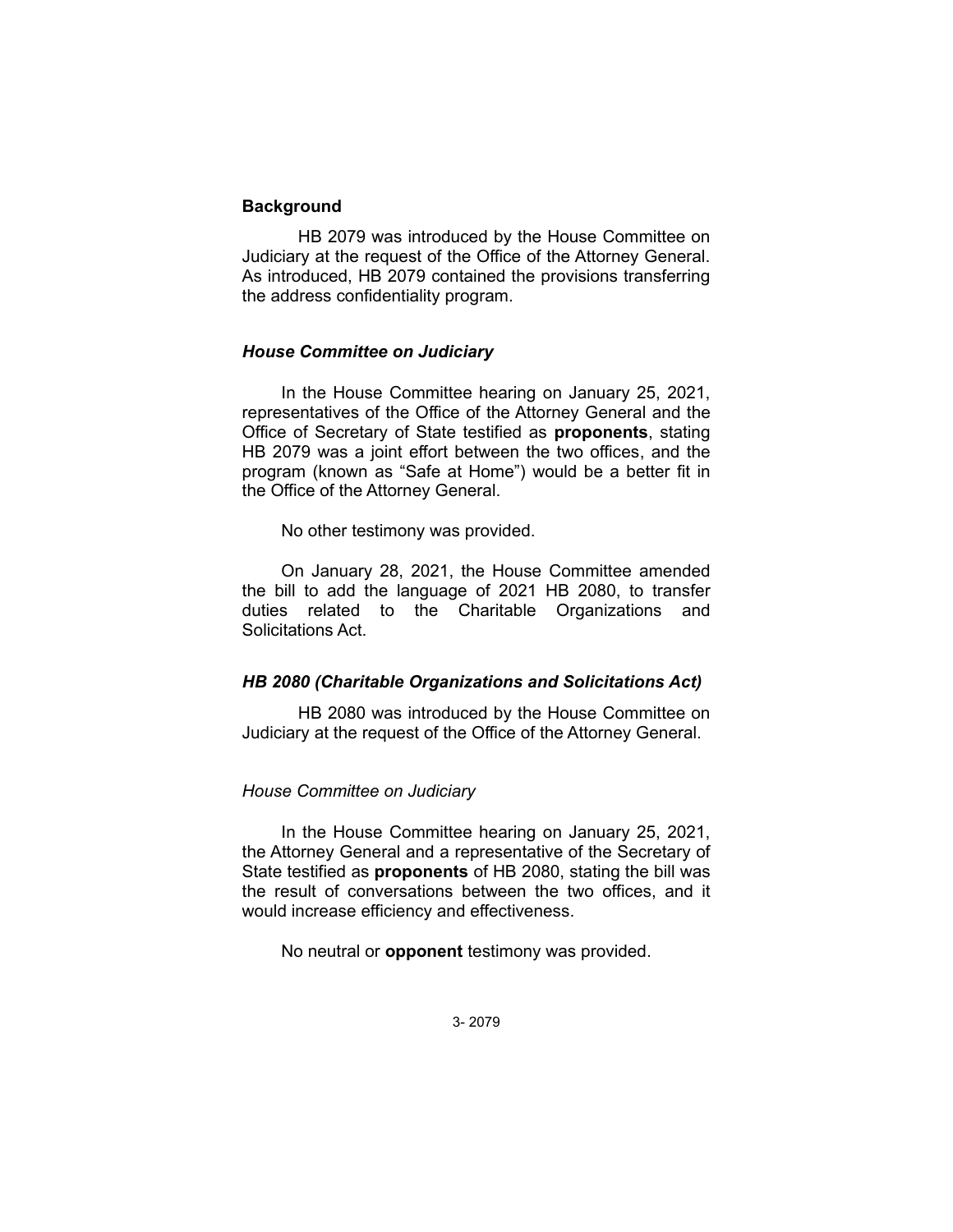## Background

HB 2079 was introduced by the House Committee on Judiciary at the request of the Office of the Attorney General. As introduced, HB 2079 contained the provisions transferring the address confidentiality program.

### *House Committee on Judiciary*

In the House Committee hearing on January 25, 2021, representatives of the Office of the Attorney General and the Office of Secretary of State testified as **proponents**, stating HB 2079 was a joint effort between the two offices, and the program (known as "Safe at Home") would be a better fit in the Office of the Attorney General.

No other testimony was provided.

On January 28, 2021, the House Committee amended the bill to add the language of 2021 HB 2080, to transfer duties related to the Charitable Organizations and Solicitations Act.

### *HB 2080 (Charitable Organizations and Solicitations Act)*

HB 2080 was introduced by the House Committee on Judiciary at the request of the Office of the Attorney General.

#### *House Committee on Judiciary*

In the House Committee hearing on January 25, 2021, the Attorney General and a representative of the Secretary of State testified as **proponents** of HB 2080, stating the bill was the result of conversations between the two offices, and it would increase efficiency and effectiveness.

No neutral or **opponent** testimony was provided.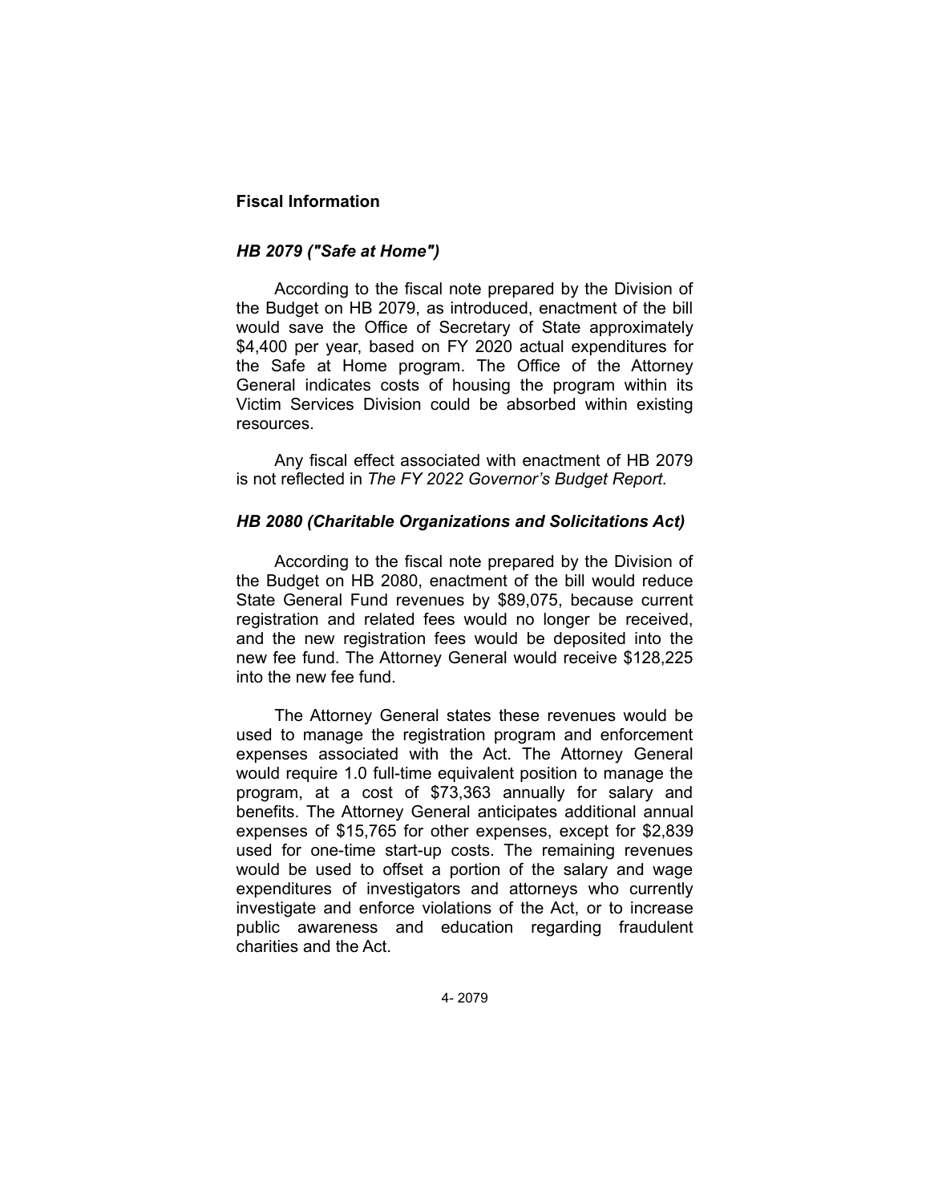## Fiscal Information

### *HB 2079 ("Safe at Home")*

According to the fiscal note prepared by the Division of the Budget on HB 2079, as introduced, enactment of the bill would save the Office of Secretary of State approximately $4,400 per year, based on FY 2020 actual expenditures for the Safe at Home program. The Office of the Attorney General indicates costs of housing the program within its Victim Services Division could be absorbed within existing resources.

Any fiscal effect associated with enactment of HB 2079 is not reflected in *The FY 2022 Governor's Budget Report.*

### *HB 2080 (Charitable Organizations and Solicitations Act)*

According to the fiscal note prepared by the Division of the Budget on HB 2080, enactment of the bill would reduce State General Fund revenues by $89,075, because current registration and related fees would no longer be received, and the new registration fees would be deposited into the new fee fund. The Attorney General would receive $128,225 into the new fee fund.

The Attorney General states these revenues would be used to manage the registration program and enforcement expenses associated with the Act. The Attorney General would require 1.0 full-time equivalent position to manage the program, at a cost of $73,363 annually for salary and benefits. The Attorney General anticipates additional annual expenses of $15,765 for other expenses, except for $2,839 used for one-time start-up costs. The remaining revenues would be used to offset a portion of the salary and wage expenditures of investigators and attorneys who currently investigate and enforce violations of the Act, or to increase public awareness and education regarding fraudulent charities and the Act.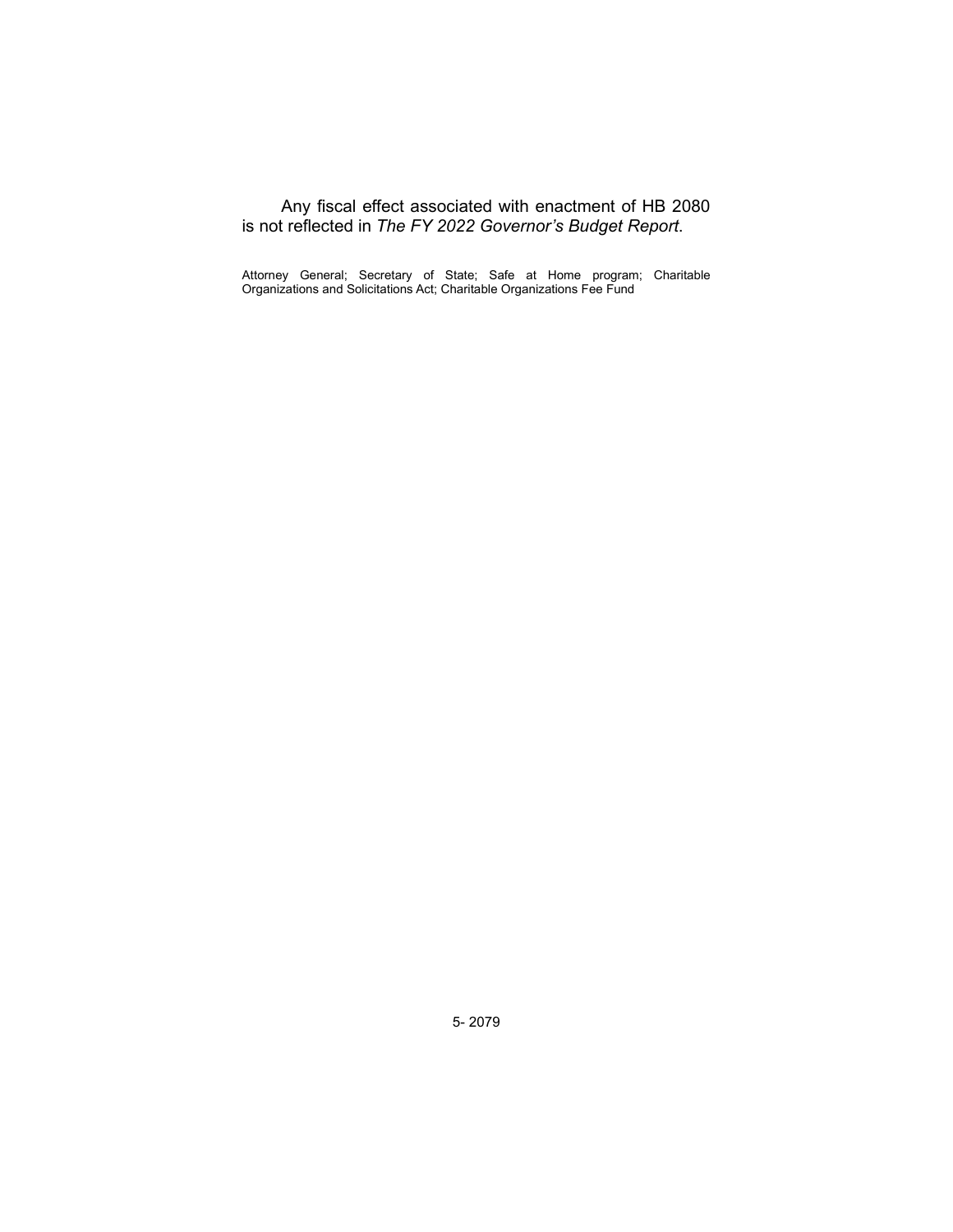Any fiscal effect associated with enactment of HB 2080 is not reflected in *The FY 2022 Governor's Budget Report*.

Attorney General; Secretary of State; Safe at Home program; Charitable Organizations and Solicitations Act; Charitable Organizations Fee Fund